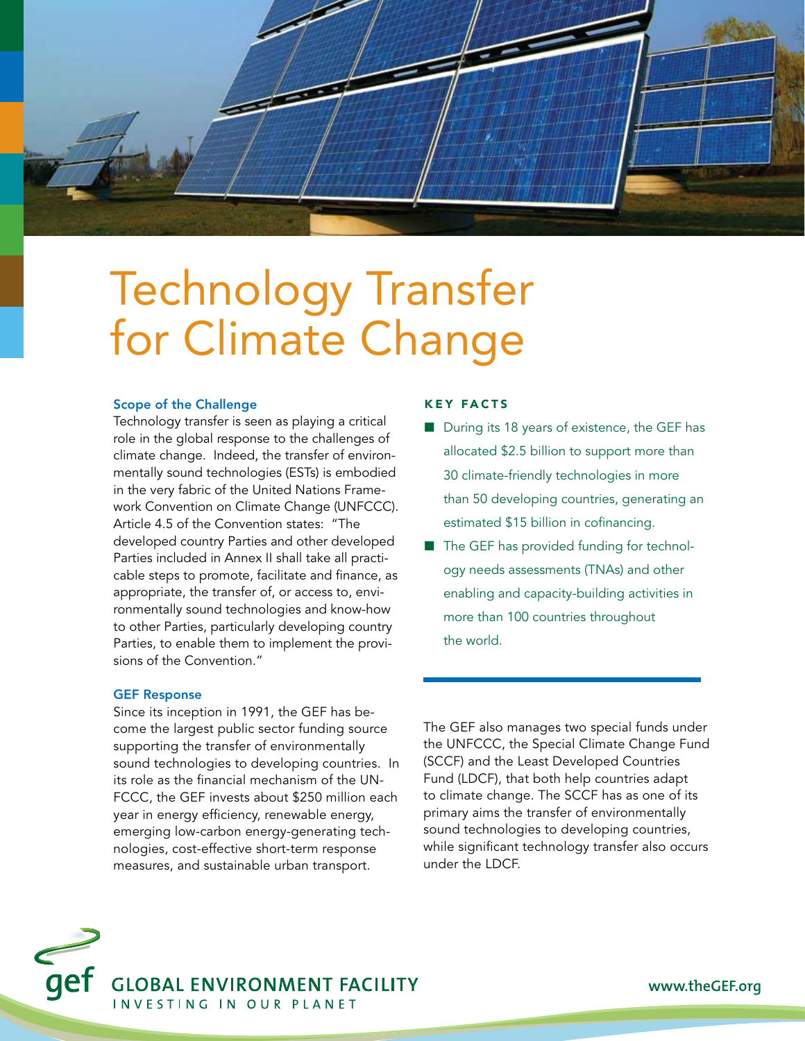# Technology Transfer for Climate Change

### Scope of the Challenge

Technology transfer is seen as playing a critical role in the global response to the challenges of climate change. Indeed, the transfer of environmentally sound technologies (ESTs) is embodied in the very fabric of the United Nations Framework Convention on Climate Change (UNFCCC). Article 4.5 of the Convention states: "The developed country Parties and other developed Parties included in Annex II shall take all practicable steps to promote, facilitate and finance, as appropriate, the transfer of, or access to, environmentally sound technologies and know-how to other Parties, particularly developing country Parties, to enable them to implement the provisions of the Convention."

### GEF Response

Since its inception in 1991, the GEF has become the largest public sector funding source supporting the transfer of environmentally sound technologies to developing countries. In its role as the financial mechanism of the UNFCCC, the GEF invests about $250 million each year in energy efficiency, renewable energy, emerging low-carbon energy-generating technologies, cost-effective short-term response measures, and sustainable urban transport.

### KEY FACTS

- During its 18 years of existence, the GEF has allocated $2.5 billion to support more than 30 climate-friendly technologies in more than 50 developing countries, generating an estimated $15 billion in cofinancing.
- The GEF has provided funding for technology needs assessments (TNAs) and other enabling and capacity-building activities in more than 100 countries throughout the world.

The GEF also manages two special funds under the UNFCCC, the Special Climate Change Fund (SCCF) and the Least Developed Countries Fund (LDCF), that both help countries adapt to climate change. The SCCF has as one of its primary aims the transfer of environmentally sound technologies to developing countries, while significant technology transfer also occurs under the LDCF.

gef GLOBAL ENVIRONMENT FACILITY
INVESTING IN OUR PLANET

www.theGEF.org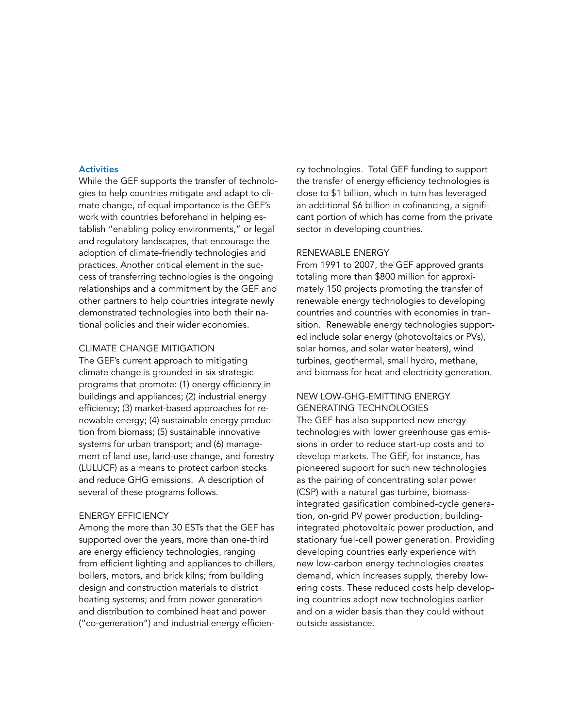## Activities

While the GEF supports the transfer of technologies to help countries mitigate and adapt to climate change, of equal importance is the GEF's work with countries beforehand in helping establish "enabling policy environments," or legal and regulatory landscapes, that encourage the adoption of climate-friendly technologies and practices. Another critical element in the success of transferring technologies is the ongoing relationships and a commitment by the GEF and other partners to help countries integrate newly demonstrated technologies into both their national policies and their wider economies.

### CLIMATE CHANGE MITIGATION

The GEF's current approach to mitigating climate change is grounded in six strategic programs that promote: (1) energy efficiency in buildings and appliances; (2) industrial energy efficiency; (3) market-based approaches for renewable energy; (4) sustainable energy production from biomass; (5) sustainable innovative systems for urban transport; and (6) management of land use, land-use change, and forestry (LULUCF) as a means to protect carbon stocks and reduce GHG emissions. A description of several of these programs follows.

### ENERGY EFFICIENCY

Among the more than 30 ESTs that the GEF has supported over the years, more than one-third are energy efficiency technologies, ranging from efficient lighting and appliances to chillers, boilers, motors, and brick kilns; from building design and construction materials to district heating systems; and from power generation and distribution to combined heat and power ("co-generation") and industrial energy efficiency technologies. Total GEF funding to support the transfer of energy efficiency technologies is close to $1 billion, which in turn has leveraged an additional $6 billion in cofinancing, a significant portion of which has come from the private sector in developing countries.

### RENEWABLE ENERGY

From 1991 to 2007, the GEF approved grants totaling more than $800 million for approximately 150 projects promoting the transfer of renewable energy technologies to developing countries and countries with economies in transition. Renewable energy technologies supported include solar energy (photovoltaics or PVs), solar homes, and solar water heaters), wind turbines, geothermal, small hydro, methane, and biomass for heat and electricity generation.

### NEW LOW-GHG-EMITTING ENERGY GENERATING TECHNOLOGIES

The GEF has also supported new energy technologies with lower greenhouse gas emissions in order to reduce start-up costs and to develop markets. The GEF, for instance, has pioneered support for such new technologies as the pairing of concentrating solar power (CSP) with a natural gas turbine, biomass-integrated gasification combined-cycle generation, on-grid PV power production, building-integrated photovoltaic power production, and stationary fuel-cell power generation. Providing developing countries early experience with new low-carbon energy technologies creates demand, which increases supply, thereby lowering costs. These reduced costs help developing countries adopt new technologies earlier and on a wider basis than they could without outside assistance.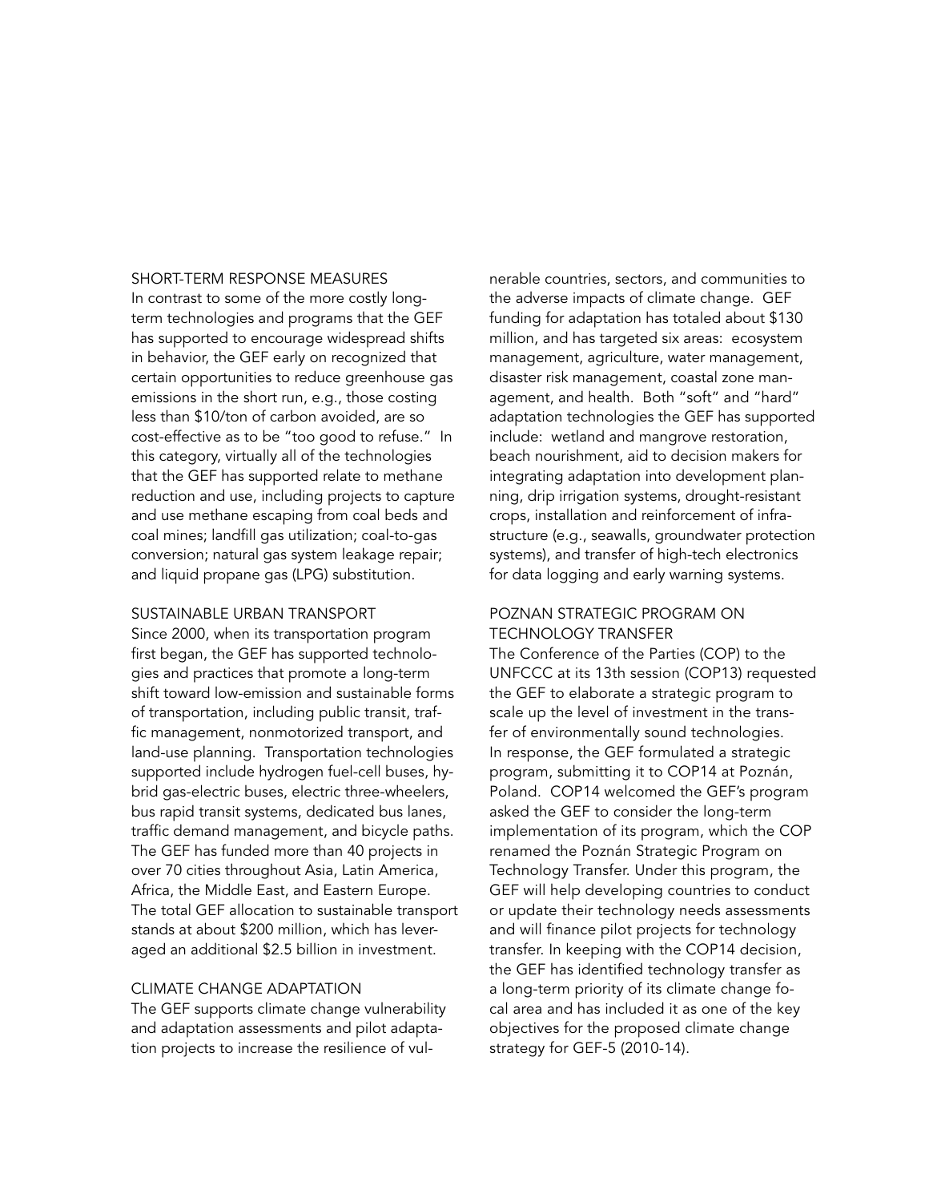## SHORT-TERM RESPONSE MEASURES

In contrast to some of the more costly long-term technologies and programs that the GEF has supported to encourage widespread shifts in behavior, the GEF early on recognized that certain opportunities to reduce greenhouse gas emissions in the short run, e.g., those costing less than $10/ton of carbon avoided, are so cost-effective as to be "too good to refuse." In this category, virtually all of the technologies that the GEF has supported relate to methane reduction and use, including projects to capture and use methane escaping from coal beds and coal mines; landfill gas utilization; coal-to-gas conversion; natural gas system leakage repair; and liquid propane gas (LPG) substitution.

## SUSTAINABLE URBAN TRANSPORT

Since 2000, when its transportation program first began, the GEF has supported technologies and practices that promote a long-term shift toward low-emission and sustainable forms of transportation, including public transit, traffic management, nonmotorized transport, and land-use planning. Transportation technologies supported include hydrogen fuel-cell buses, hybrid gas-electric buses, electric three-wheelers, bus rapid transit systems, dedicated bus lanes, traffic demand management, and bicycle paths. The GEF has funded more than 40 projects in over 70 cities throughout Asia, Latin America, Africa, the Middle East, and Eastern Europe. The total GEF allocation to sustainable transport stands at about $200 million, which has leveraged an additional $2.5 billion in investment.

## CLIMATE CHANGE ADAPTATION

The GEF supports climate change vulnerability and adaptation assessments and pilot adaptation projects to increase the resilience of vulnerable countries, sectors, and communities to the adverse impacts of climate change. GEF funding for adaptation has totaled about $130 million, and has targeted six areas: ecosystem management, agriculture, water management, disaster risk management, coastal zone management, and health. Both "soft" and "hard" adaptation technologies the GEF has supported include: wetland and mangrove restoration, beach nourishment, aid to decision makers for integrating adaptation into development planning, drip irrigation systems, drought-resistant crops, installation and reinforcement of infrastructure (e.g., seawalls, groundwater protection systems), and transfer of high-tech electronics for data logging and early warning systems.

## POZNAN STRATEGIC PROGRAM ON TECHNOLOGY TRANSFER

The Conference of the Parties (COP) to the UNFCCC at its 13th session (COP13) requested the GEF to elaborate a strategic program to scale up the level of investment in the transfer of environmentally sound technologies. In response, the GEF formulated a strategic program, submitting it to COP14 at Poznán, Poland. COP14 welcomed the GEF's program asked the GEF to consider the long-term implementation of its program, which the COP renamed the Poznán Strategic Program on Technology Transfer. Under this program, the GEF will help developing countries to conduct or update their technology needs assessments and will finance pilot projects for technology transfer. In keeping with the COP14 decision, the GEF has identified technology transfer as a long-term priority of its climate change focal area and has included it as one of the key objectives for the proposed climate change strategy for GEF-5 (2010-14).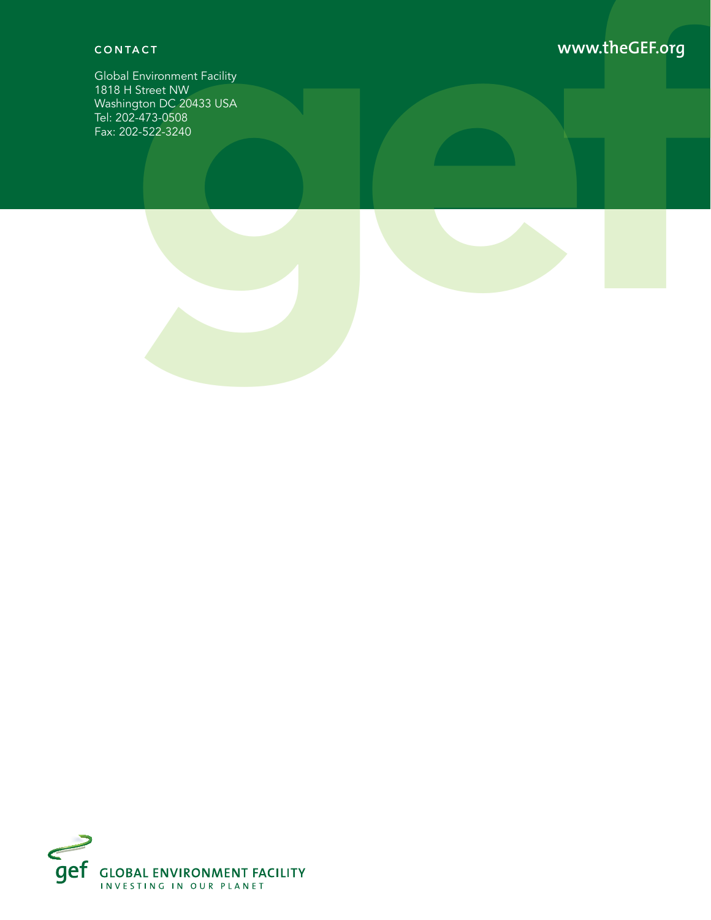CONTACT

Global Environment Facility
1818 H Street NW
Washington DC 20433 USA
Tel: 202-473-0508
Fax: 202-522-3240

www.theGEF.org

GLOBAL ENVIRONMENT FACILITY
INVESTING IN OUR PLANET